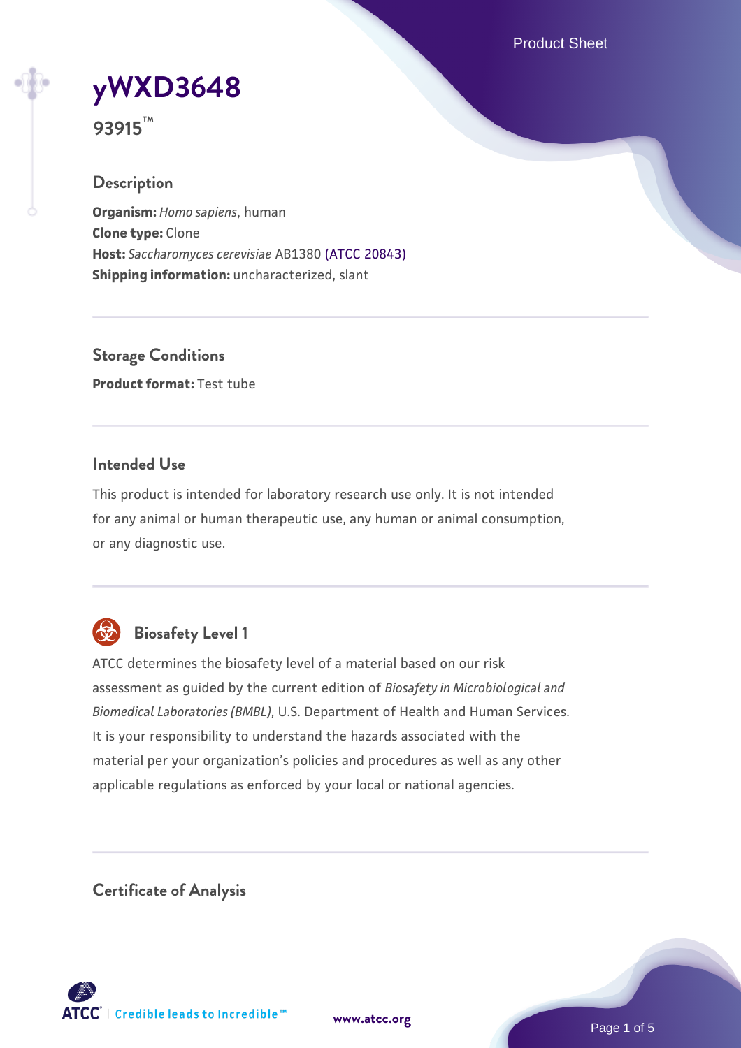# yWXD3648

**93915™**

## Description

**Organism:** *Homo sapiens*, human
**Clone type:** Clone
**Host:** *Saccharomyces cerevisiae* AB1380 (ATCC 20843)
**Shipping information:** uncharacterized, slant

## Storage Conditions

**Product format:** Test tube

## Intended Use

This product is intended for laboratory research use only. It is not intended for any animal or human therapeutic use, any human or animal consumption, or any diagnostic use.

## Biosafety Level 1

ATCC determines the biosafety level of a material based on our risk assessment as guided by the current edition of *Biosafety in Microbiological and Biomedical Laboratories (BMBL)*, U.S. Department of Health and Human Services. It is your responsibility to understand the hazards associated with the material per your organization's policies and procedures as well as any other applicable regulations as enforced by your local or national agencies.

## Certificate of Analysis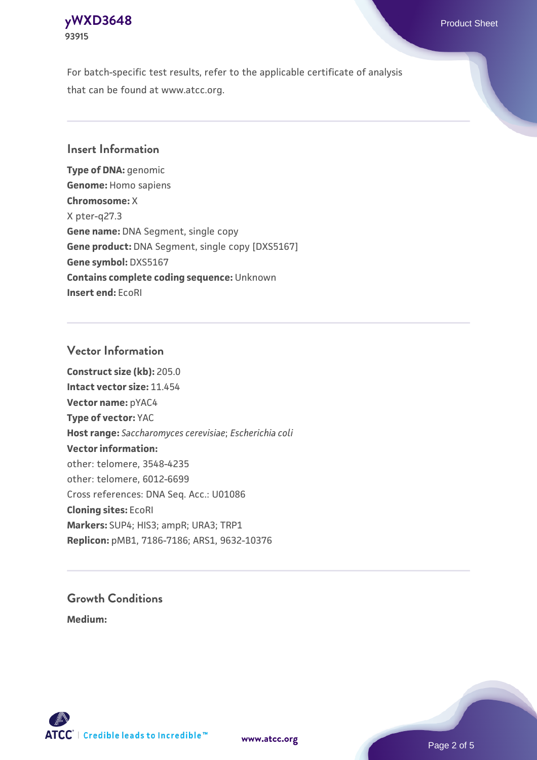For batch-specific test results, refer to the applicable certificate of analysis that can be found at www.atcc.org.

## Insert Information

**Type of DNA:** genomic
**Genome:** Homo sapiens
**Chromosome:** X
X pter-q27.3
**Gene name:** DNA Segment, single copy
**Gene product:** DNA Segment, single copy [DXS5167]
**Gene symbol:** DXS5167
**Contains complete coding sequence:** Unknown
**Insert end:** EcoRI

## Vector Information

**Construct size (kb):** 205.0
**Intact vector size:** 11.454
**Vector name:** pYAC4
**Type of vector:** YAC
**Host range:** *Saccharomyces cerevisiae*; *Escherichia coli*
**Vector information:**
other: telomere, 3548-4235
other: telomere, 6012-6699
Cross references: DNA Seq. Acc.: U01086
**Cloning sites:** EcoRI
**Markers:** SUP4; HIS3; ampR; URA3; TRP1
**Replicon:** pMB1, 7186-7186; ARS1, 9632-10376

## Growth Conditions

**Medium:**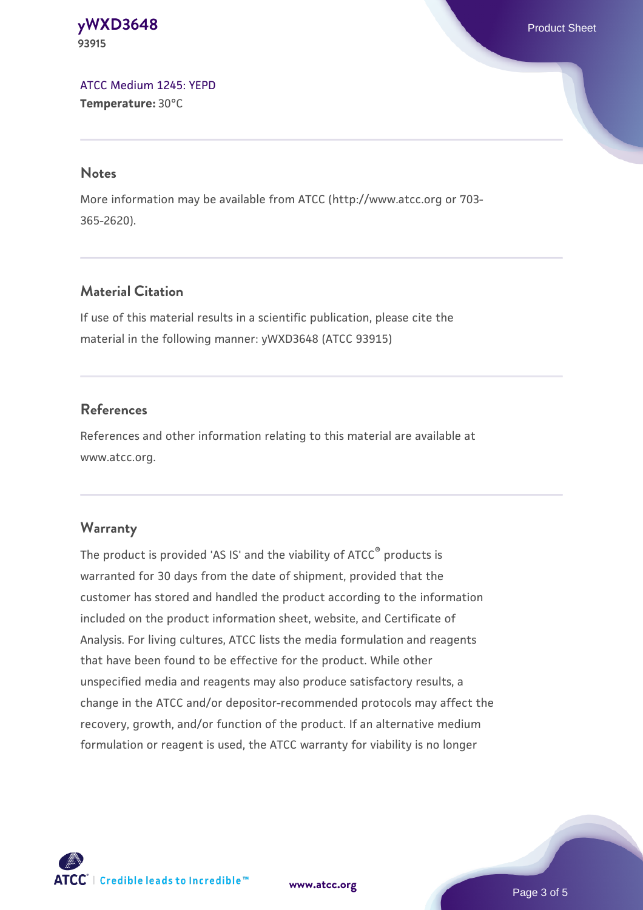[ATCC Medium 1245: YEPD](#)
**Temperature:** 30°C

## Notes

More information may be available from ATCC (http://www.atcc.org or 703-365-2620).

## Material Citation

If use of this material results in a scientific publication, please cite the material in the following manner: yWXD3648 (ATCC 93915)

## References

References and other information relating to this material are available at www.atcc.org.

## Warranty

The product is provided 'AS IS' and the viability of ATCC® products is warranted for 30 days from the date of shipment, provided that the customer has stored and handled the product according to the information included on the product information sheet, website, and Certificate of Analysis. For living cultures, ATCC lists the media formulation and reagents that have been found to be effective for the product. While other unspecified media and reagents may also produce satisfactory results, a change in the ATCC and/or depositor-recommended protocols may affect the recovery, growth, and/or function of the product. If an alternative medium formulation or reagent is used, the ATCC warranty for viability is no longer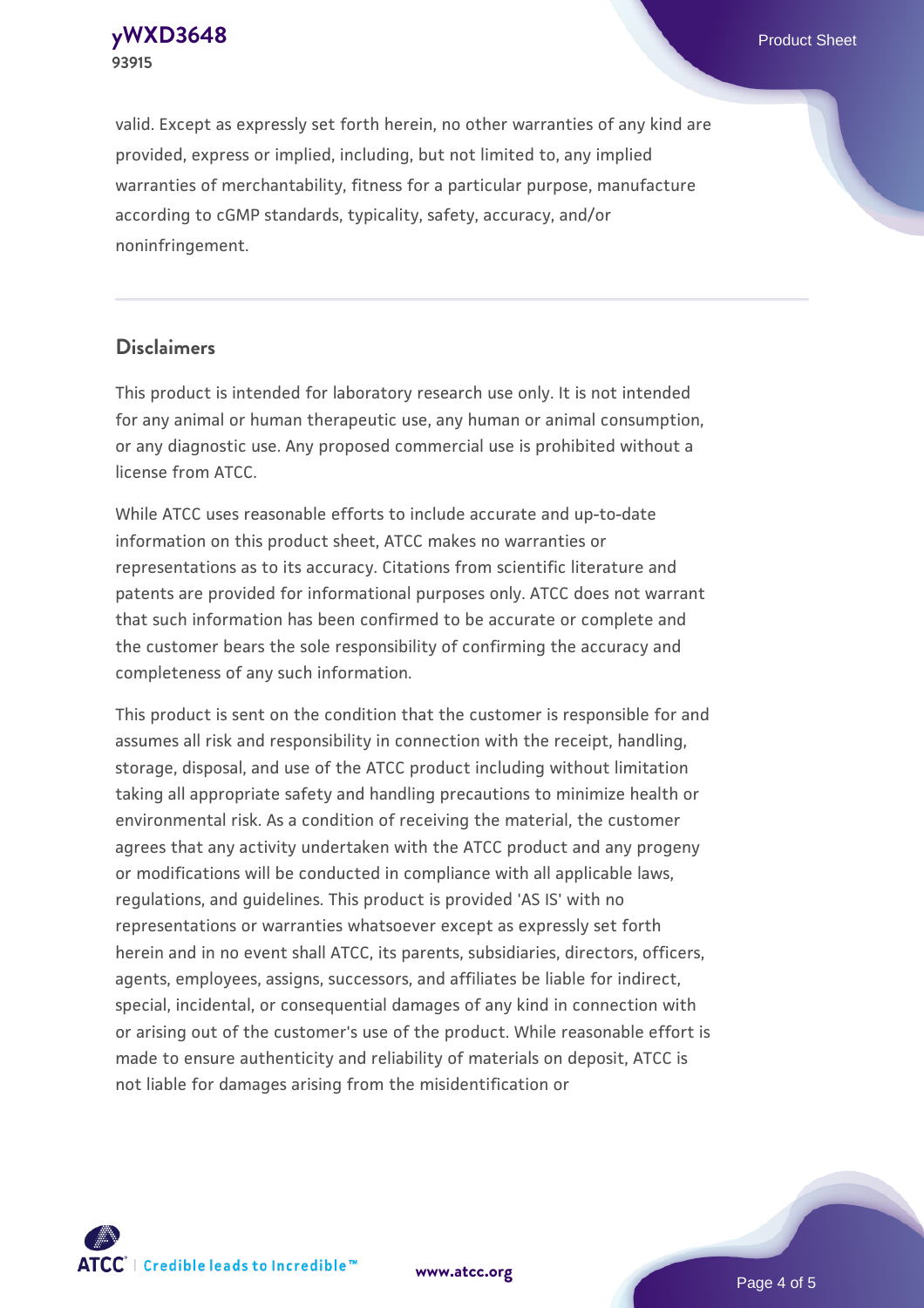valid. Except as expressly set forth herein, no other warranties of any kind are provided, express or implied, including, but not limited to, any implied warranties of merchantability, fitness for a particular purpose, manufacture according to cGMP standards, typicality, safety, accuracy, and/or noninfringement.

## Disclaimers

This product is intended for laboratory research use only. It is not intended for any animal or human therapeutic use, any human or animal consumption, or any diagnostic use. Any proposed commercial use is prohibited without a license from ATCC.

While ATCC uses reasonable efforts to include accurate and up-to-date information on this product sheet, ATCC makes no warranties or representations as to its accuracy. Citations from scientific literature and patents are provided for informational purposes only. ATCC does not warrant that such information has been confirmed to be accurate or complete and the customer bears the sole responsibility of confirming the accuracy and completeness of any such information.

This product is sent on the condition that the customer is responsible for and assumes all risk and responsibility in connection with the receipt, handling, storage, disposal, and use of the ATCC product including without limitation taking all appropriate safety and handling precautions to minimize health or environmental risk. As a condition of receiving the material, the customer agrees that any activity undertaken with the ATCC product and any progeny or modifications will be conducted in compliance with all applicable laws, regulations, and guidelines. This product is provided 'AS IS' with no representations or warranties whatsoever except as expressly set forth herein and in no event shall ATCC, its parents, subsidiaries, directors, officers, agents, employees, assigns, successors, and affiliates be liable for indirect, special, incidental, or consequential damages of any kind in connection with or arising out of the customer's use of the product. While reasonable effort is made to ensure authenticity and reliability of materials on deposit, ATCC is not liable for damages arising from the misidentification or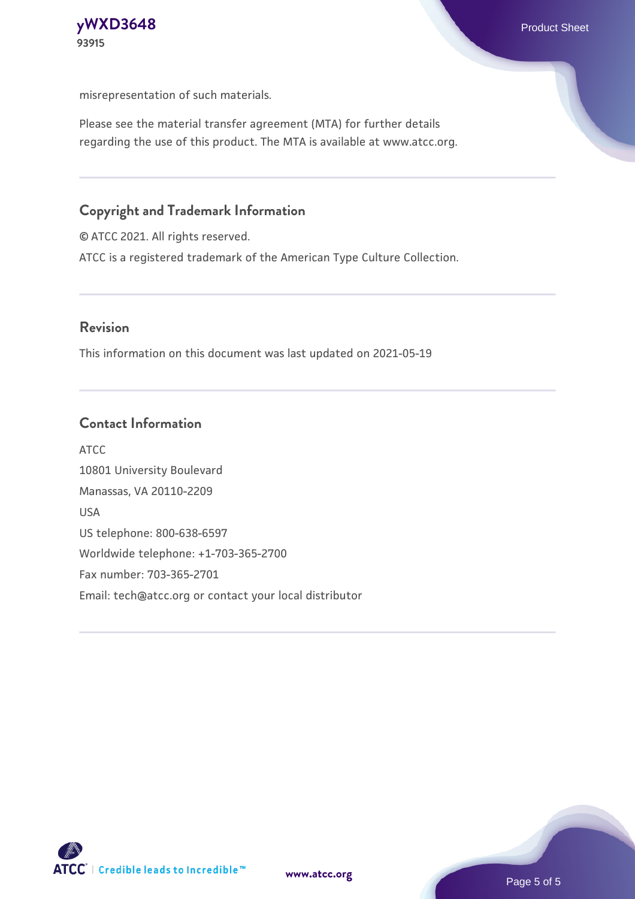misrepresentation of such materials.

Please see the material transfer agreement (MTA) for further details regarding the use of this product. The MTA is available at www.atcc.org.

## Copyright and Trademark Information

© ATCC 2021. All rights reserved.

ATCC is a registered trademark of the American Type Culture Collection.

## Revision

This information on this document was last updated on 2021-05-19

## Contact Information

ATCC
10801 University Boulevard
Manassas, VA 20110-2209
USA
US telephone: 800-638-6597
Worldwide telephone: +1-703-365-2700
Fax number: 703-365-2701
Email: tech@atcc.org or contact your local distributor